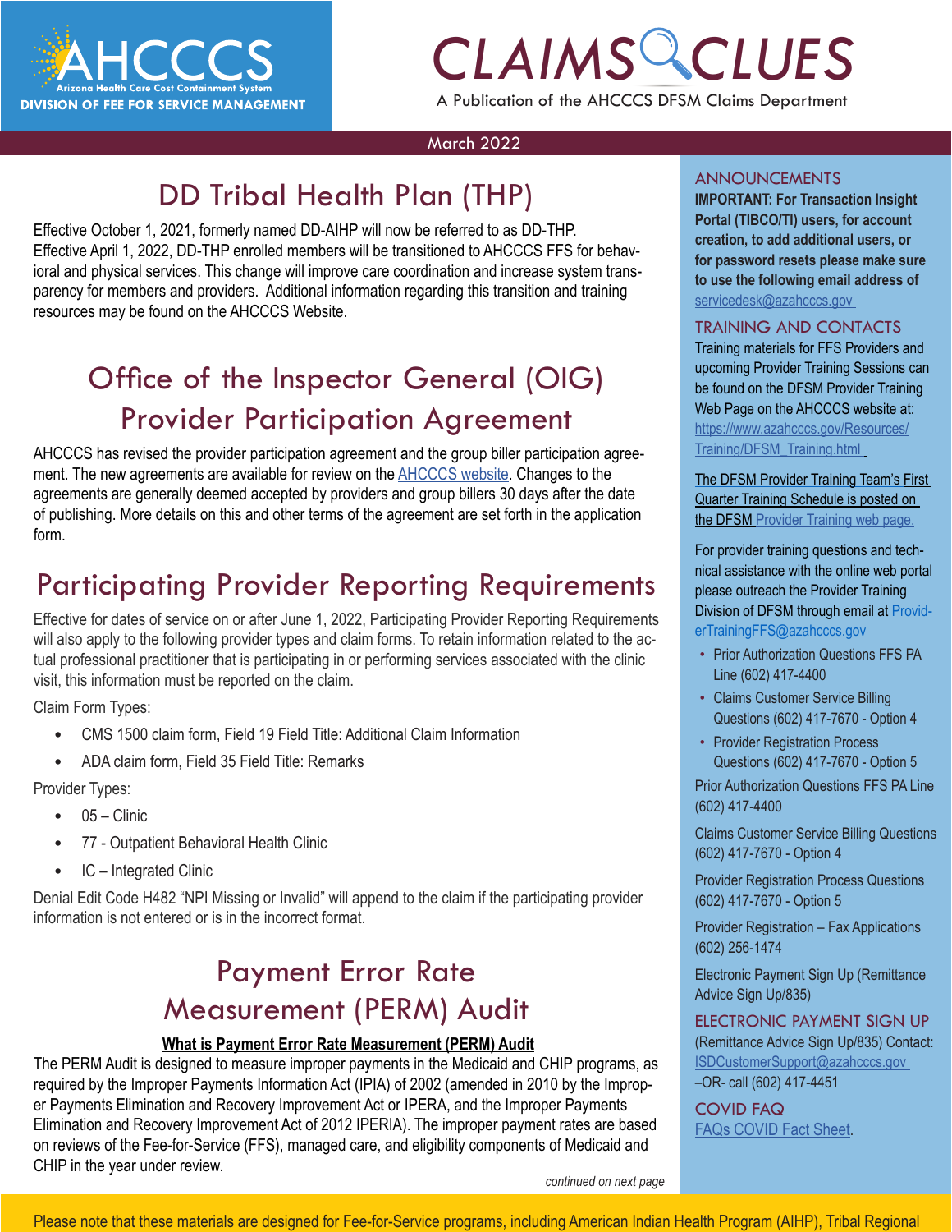# CLAIMS CLUES

A Publication of the AHCCCS DFSM Claims Department

AHCCCS Arizona Health Care Cost Containment System DIVISION OF FEE FOR SERVICE MANAGEMENT

March 2022

## DD Tribal Health Plan (THP)

Effective October 1, 2021, formerly named DD-AIHP will now be referred to as DD-THP. Effective April 1, 2022, DD-THP enrolled members will be transitioned to AHCCCS FFS for behavioral and physical services. This change will improve care coordination and increase system transparency for members and providers. Additional information regarding this transition and training resources may be found on the AHCCCS Website.

## Office of the Inspector General (OIG) Provider Participation Agreement

AHCCCS has revised the provider participation agreement and the group biller participation agreement. The new agreements are available for review on the AHCCCS website. Changes to the agreements are generally deemed accepted by providers and group billers 30 days after the date of publishing. More details on this and other terms of the agreement are set forth in the application form.

## Participating Provider Reporting Requirements

Effective for dates of service on or after June 1, 2022, Participating Provider Reporting Requirements will also apply to the following provider types and claim forms. To retain information related to the actual professional practitioner that is participating in or performing services associated with the clinic visit, this information must be reported on the claim.

Claim Form Types:

- CMS 1500 claim form, Field 19 Field Title: Additional Claim Information
- ADA claim form, Field 35 Field Title: Remarks

Provider Types:

- 05 – Clinic
- 77 - Outpatient Behavioral Health Clinic
- IC – Integrated Clinic

Denial Edit Code H482 "NPI Missing or Invalid" will append to the claim if the participating provider information is not entered or is in the incorrect format.

## Payment Error Rate Measurement (PERM) Audit

**What is Payment Error Rate Measurement (PERM) Audit**

The PERM Audit is designed to measure improper payments in the Medicaid and CHIP programs, as required by the Improper Payments Information Act (IPIA) of 2002 (amended in 2010 by the Improper Payments Elimination and Recovery Improvement Act or IPERA, and the Improper Payments Elimination and Recovery Improvement Act of 2012 IPERIA). The improper payment rates are based on reviews of the Fee-for-Service (FFS), managed care, and eligibility components of Medicaid and CHIP in the year under review.

*continued on next page*

### ANNOUNCEMENTS

**IMPORTANT: For Transaction Insight Portal (TIBCO/TI) users, for account creation, to add additional users, or for password resets please make sure to use the following email address of** servicedesk@azahcccs.gov

### TRAINING AND CONTACTS

Training materials for FFS Providers and upcoming Provider Training Sessions can be found on the DFSM Provider Training Web Page on the AHCCCS website at: https://www.azahcccs.gov/Resources/Training/DFSM_Training.html

The DFSM Provider Training Team's First Quarter Training Schedule is posted on the DFSM Provider Training web page.

For provider training questions and technical assistance with the online web portal please outreach the Provider Training Division of DFSM through email at ProviderTrainingFFS@azahcccs.gov

- Prior Authorization Questions FFS PA Line (602) 417-4400
- Claims Customer Service Billing Questions (602) 417-7670 - Option 4
- Provider Registration Process Questions (602) 417-7670 - Option 5

Prior Authorization Questions FFS PA Line (602) 417-4400

Claims Customer Service Billing Questions (602) 417-7670 - Option 4

Provider Registration Process Questions (602) 417-7670 - Option 5

Provider Registration – Fax Applications (602) 256-1474

Electronic Payment Sign Up (Remittance Advice Sign Up/835)

### ELECTRONIC PAYMENT SIGN UP

(Remittance Advice Sign Up/835) Contact: ISDCustomerSupport@azahcccs.gov –OR- call (602) 417-4451

### COVID FAQ

FAQs COVID Fact Sheet.

Please note that these materials are designed for Fee-for-Service programs, including American Indian Health Program (AIHP), Tribal Regional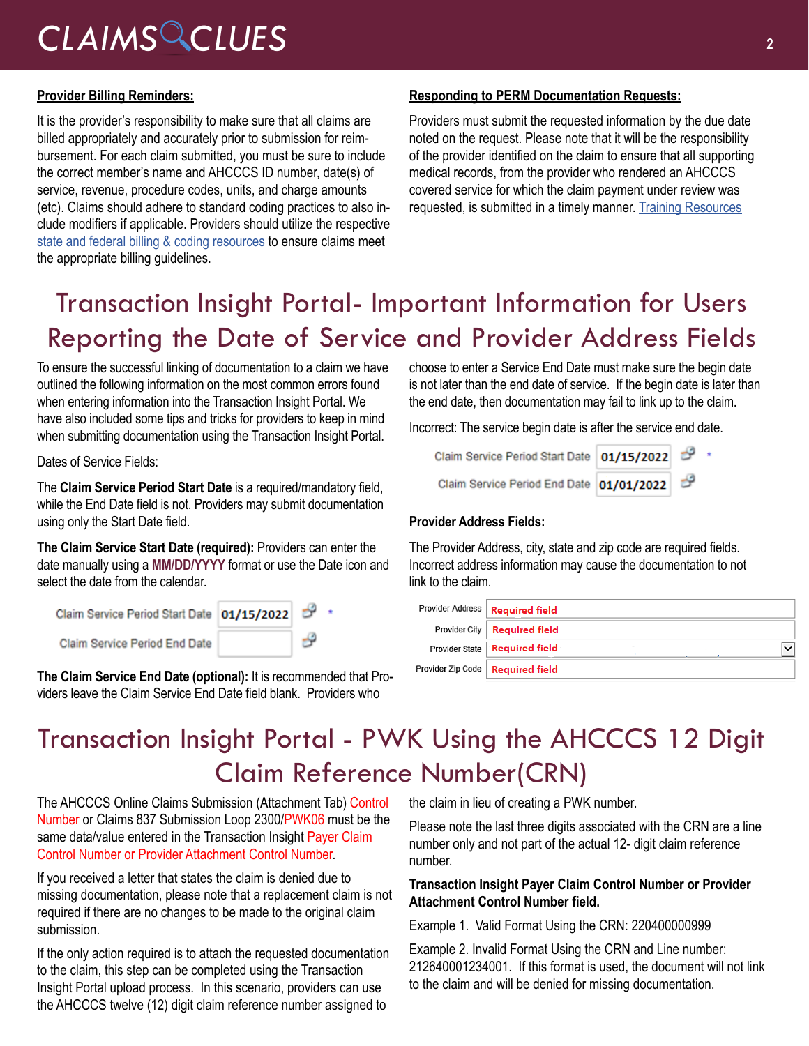## Provider Billing Reminders:

It is the provider's responsibility to make sure that all claims are billed appropriately and accurately prior to submission for reimbursement. For each claim submitted, you must be sure to include the correct member's name and AHCCCS ID number, date(s) of service, revenue, procedure codes, units, and charge amounts (etc). Claims should adhere to standard coding practices to also include modifiers if applicable. Providers should utilize the respective state and federal billing & coding resources to ensure claims meet the appropriate billing guidelines.

## Responding to PERM Documentation Requests:

Providers must submit the requested information by the due date noted on the request. Please note that it will be the responsibility of the provider identified on the claim to ensure that all supporting medical records, from the provider who rendered an AHCCCS covered service for which the claim payment under review was requested, is submitted in a timely manner. Training Resources

# Transaction Insight Portal- Important Information for Users Reporting the Date of Service and Provider Address Fields

To ensure the successful linking of documentation to a claim we have outlined the following information on the most common errors found when entering information into the Transaction Insight Portal. We have also included some tips and tricks for providers to keep in mind when submitting documentation using the Transaction Insight Portal.

Dates of Service Fields:

The **Claim Service Period Start Date** is a required/mandatory field, while the End Date field is not. Providers may submit documentation using only the Start Date field.

**The Claim Service Start Date (required):** Providers can enter the date manually using a **MM/DD/YYYY** format or use the Date icon and select the date from the calendar.

| | |
|---|---|
| Claim Service Period Start Date | 01/15/2022 * |
| Claim Service Period End Date | |

**The Claim Service End Date (optional):** It is recommended that Providers leave the Claim Service End Date field blank. Providers who choose to enter a Service End Date must make sure the begin date is not later than the end date of service. If the begin date is later than the end date, then documentation may fail to link up to the claim.

Incorrect: The service begin date is after the service end date.

| | |
|---|---|
| Claim Service Period Start Date | 01/15/2022 * |
| Claim Service Period End Date | 01/01/2022 |

**Provider Address Fields:**

The Provider Address, city, state and zip code are required fields. Incorrect address information may cause the documentation to not link to the claim.

| | |
|---|---|
| Provider Address | Required field |
| Provider City | Required field |
| Provider State | Required field |
| Provider Zip Code | Required field |

# Transaction Insight Portal - PWK Using the AHCCCS 12 Digit Claim Reference Number(CRN)

The AHCCCS Online Claims Submission (Attachment Tab) Control Number or Claims 837 Submission Loop 2300/PWK06 must be the same data/value entered in the Transaction Insight Payer Claim Control Number or Provider Attachment Control Number.

If you received a letter that states the claim is denied due to missing documentation, please note that a replacement claim is not required if there are no changes to be made to the original claim submission.

If the only action required is to attach the requested documentation to the claim, this step can be completed using the Transaction Insight Portal upload process. In this scenario, providers can use the AHCCCS twelve (12) digit claim reference number assigned to the claim in lieu of creating a PWK number.

Please note the last three digits associated with the CRN are a line number only and not part of the actual 12- digit claim reference number.

**Transaction Insight Payer Claim Control Number or Provider Attachment Control Number field.**

Example 1. Valid Format Using the CRN: 220400000999

Example 2. Invalid Format Using the CRN and Line number: 212640001234001. If this format is used, the document will not link to the claim and will be denied for missing documentation.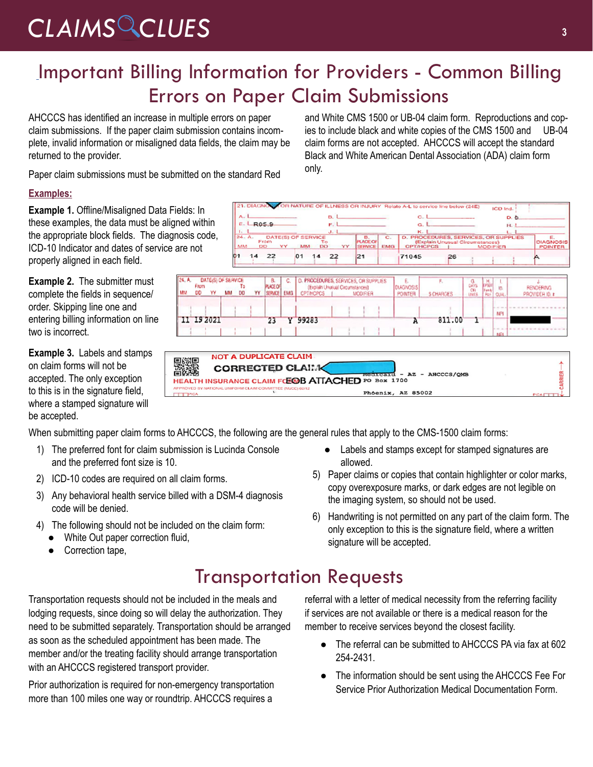# Important Billing Information for Providers - Common Billing Errors on Paper Claim Submissions

AHCCCS has identified an increase in multiple errors on paper claim submissions. If the paper claim submission contains incomplete, invalid information or misaligned data fields, the claim may be returned to the provider.

Paper claim submissions must be submitted on the standard Red and White CMS 1500 or UB-04 claim form. Reproductions and copies to include black and white copies of the CMS 1500 and UB-04 claim forms are not accepted. AHCCCS will accept the standard Black and White American Dental Association (ADA) claim form only.

**Examples:**

**Example 1.** Offline/Misaligned Data Fields: In these examples, the data must be aligned within the appropriate block fields. The diagnosis code, ICD-10 Indicator and dates of service are not properly aligned in each field.

**Example 2.** The submitter must complete the fields in sequence/order. Skipping line one and entering billing information on line two is incorrect.

**Example 3.** Labels and stamps on claim forms will not be accepted. The only exception to this is in the signature field, where a stamped signature will be accepted.

When submitting paper claim forms to AHCCCS, the following are the general rules that apply to the CMS-1500 claim forms:

1) The preferred font for claim submission is Lucinda Console and the preferred font size is 10.
2) ICD-10 codes are required on all claim forms.
3) Any behavioral health service billed with a DSM-4 diagnosis code will be denied.
4) The following should not be included on the claim form:
   - White Out paper correction fluid,
   - Correction tape,
   - Labels and stamps except for stamped signatures are allowed.
5) Paper claims or copies that contain highlighter or color marks, copy overexposure marks, or dark edges are not legible on the imaging system, so should not be used.
6) Handwriting is not permitted on any part of the claim form. The only exception to this is the signature field, where a written signature will be accepted.

# Transportation Requests

Transportation requests should not be included in the meals and lodging requests, since doing so will delay the authorization. They need to be submitted separately. Transportation should be arranged as soon as the scheduled appointment has been made. The member and/or the treating facility should arrange transportation with an AHCCCS registered transport provider.

Prior authorization is required for non-emergency transportation more than 100 miles one way or roundtrip. AHCCCS requires a referral with a letter of medical necessity from the referring facility if services are not available or there is a medical reason for the member to receive services beyond the closest facility.

- The referral can be submitted to AHCCCS PA via fax at 602 254-2431.
- The information should be sent using the AHCCCS Fee For Service Prior Authorization Medical Documentation Form.